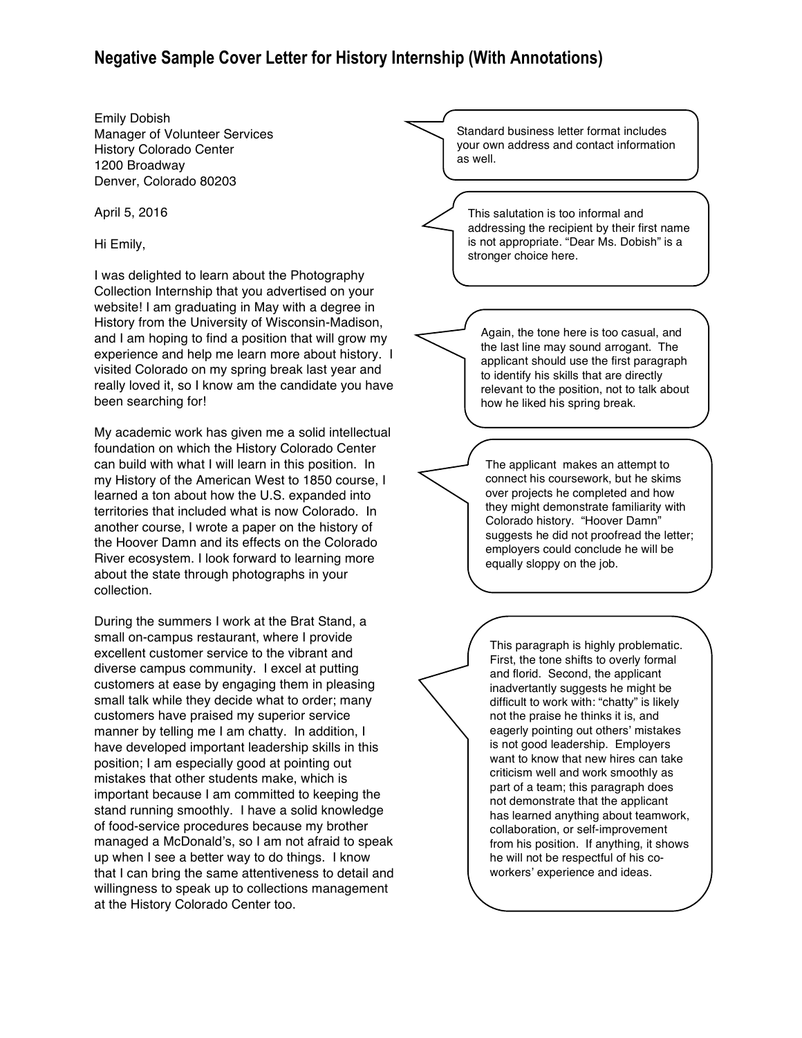# Negative Sample Cover Letter for History Internship (With Annotations)

Emily Dobish
Manager of Volunteer Services
History Colorado Center
1200 Broadway
Denver, Colorado 80203

> Standard business letter format includes your own address and contact information as well.

April 5, 2016

Hi Emily,

> This salutation is too informal and addressing the recipient by their first name is not appropriate. "Dear Ms. Dobish" is a stronger choice here.

I was delighted to learn about the Photography Collection Internship that you advertised on your website! I am graduating in May with a degree in History from the University of Wisconsin-Madison, and I am hoping to find a position that will grow my experience and help me learn more about history. I visited Colorado on my spring break last year and really loved it, so I know am the candidate you have been searching for!

> Again, the tone here is too casual, and the last line may sound arrogant. The applicant should use the first paragraph to identify his skills that are directly relevant to the position, not to talk about how he liked his spring break.

My academic work has given me a solid intellectual foundation on which the History Colorado Center can build with what I will learn in this position. In my History of the American West to 1850 course, I learned a ton about how the U.S. expanded into territories that included what is now Colorado. In another course, I wrote a paper on the history of the Hoover Damn and its effects on the Colorado River ecosystem. I look forward to learning more about the state through photographs in your collection.

> The applicant makes an attempt to connect his coursework, but he skims over projects he completed and how they might demonstrate familiarity with Colorado history. "Hoover Damn" suggests he did not proofread the letter; employers could conclude he will be equally sloppy on the job.

During the summers I work at the Brat Stand, a small on-campus restaurant, where I provide excellent customer service to the vibrant and diverse campus community. I excel at putting customers at ease by engaging them in pleasing small talk while they decide what to order; many customers have praised my superior service manner by telling me I am chatty. In addition, I have developed important leadership skills in this position; I am especially good at pointing out mistakes that other students make, which is important because I am committed to keeping the stand running smoothly. I have a solid knowledge of food-service procedures because my brother managed a McDonald's, so I am not afraid to speak up when I see a better way to do things. I know that I can bring the same attentiveness to detail and willingness to speak up to collections management at the History Colorado Center too.

> This paragraph is highly problematic. First, the tone shifts to overly formal and florid. Second, the applicant inadvertantly suggests he might be difficult to work with: "chatty" is likely not the praise he thinks it is, and eagerly pointing out others' mistakes is not good leadership. Employers want to know that new hires can take criticism well and work smoothly as part of a team; this paragraph does not demonstrate that the applicant has learned anything about teamwork, collaboration, or self-improvement from his position. If anything, it shows he will not be respectful of his co-workers' experience and ideas.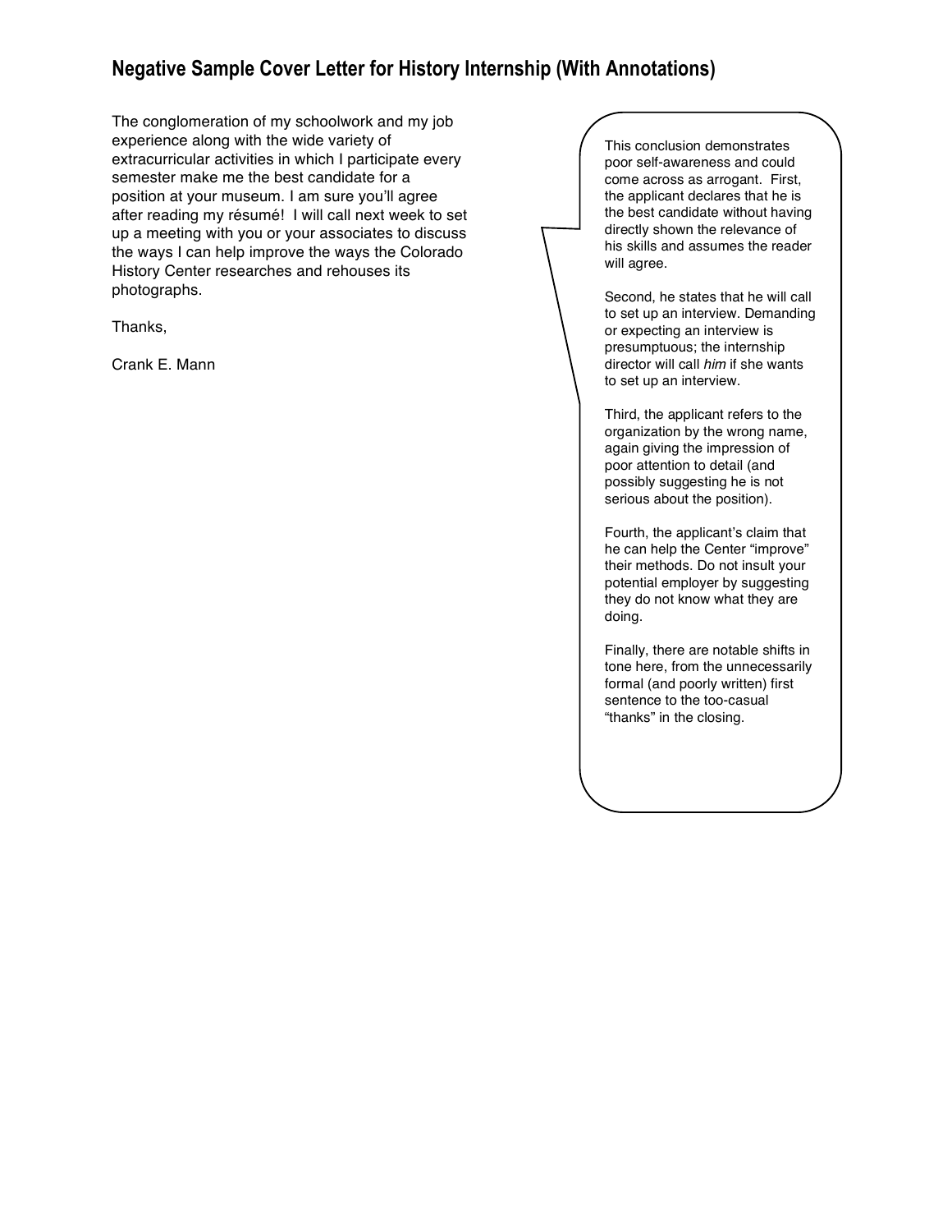## Negative Sample Cover Letter for History Internship (With Annotations)

The conglomeration of my schoolwork and my job experience along with the wide variety of extracurricular activities in which I participate every semester make me the best candidate for a position at your museum. I am sure you'll agree after reading my résumé! I will call next week to set up a meeting with you or your associates to discuss the ways I can help improve the ways the Colorado History Center researches and rehouses its photographs.

Thanks,

Crank E. Mann

> This conclusion demonstrates poor self-awareness and could come across as arrogant. First, the applicant declares that he is the best candidate without having directly shown the relevance of his skills and assumes the reader will agree.
>
> Second, he states that he will call to set up an interview. Demanding or expecting an interview is presumptuous; the internship director will call *him* if she wants to set up an interview.
>
> Third, the applicant refers to the organization by the wrong name, again giving the impression of poor attention to detail (and possibly suggesting he is not serious about the position).
>
> Fourth, the applicant's claim that he can help the Center "improve" their methods. Do not insult your potential employer by suggesting they do not know what they are doing.
>
> Finally, there are notable shifts in tone here, from the unnecessarily formal (and poorly written) first sentence to the too-casual "thanks" in the closing.